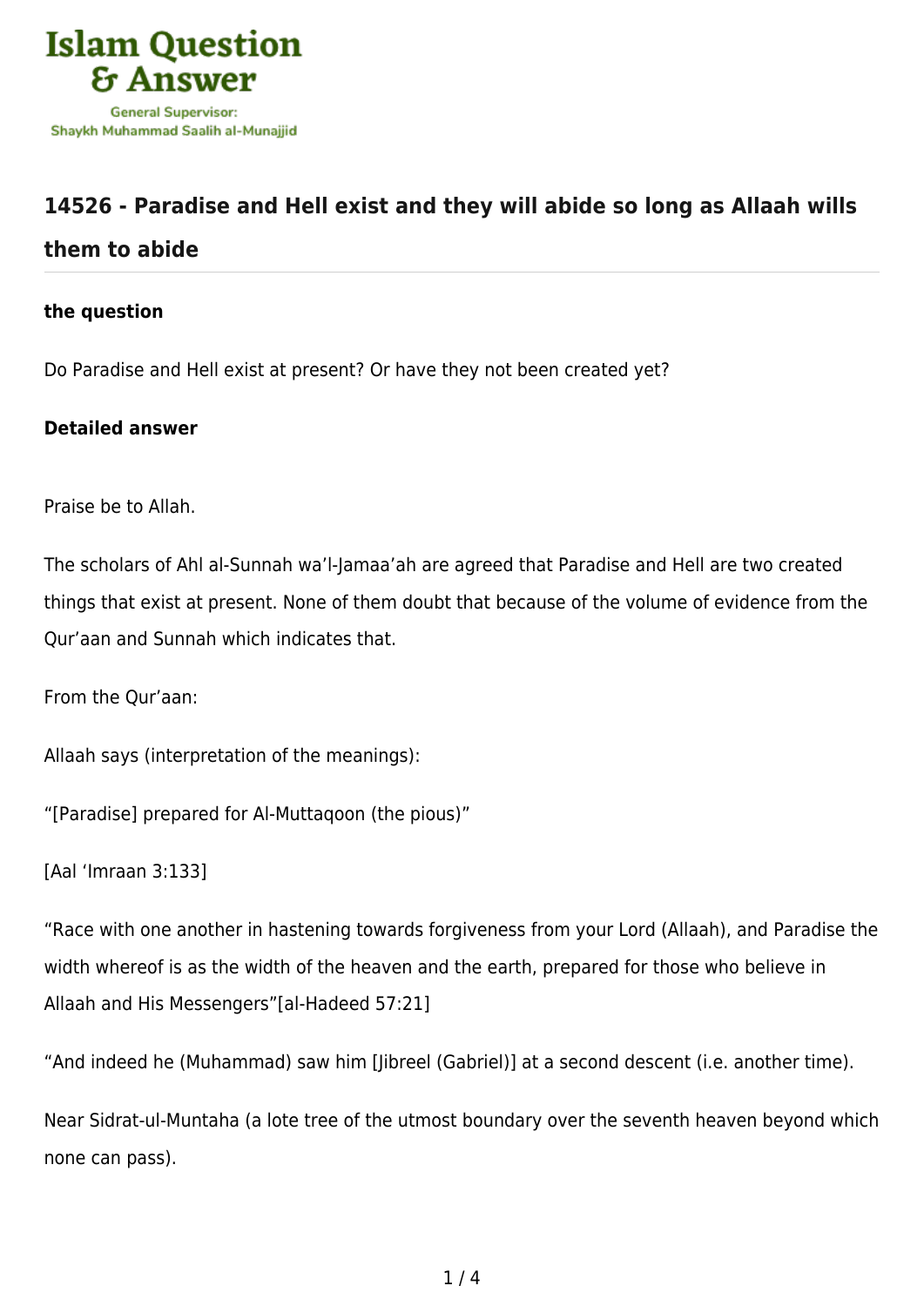# 14526 - Paradise and Hell exist and they will abide so long as Allaah wills them to abide

### the question

Do Paradise and Hell exist at present? Or have they not been created yet?

### Detailed answer

Praise be to Allah.

The scholars of Ahl al-Sunnah wa'l-Jamaa'ah are agreed that Paradise and Hell are two created things that exist at present. None of them doubt that because of the volume of evidence from the Qur'aan and Sunnah which indicates that.

From the Qur'aan:

Allaah says (interpretation of the meanings):

"[Paradise] prepared for Al-Muttaqoon (the pious)"

[Aal 'Imraan 3:133]

"Race with one another in hastening towards forgiveness from your Lord (Allaah), and Paradise the width whereof is as the width of the heaven and the earth, prepared for those who believe in Allaah and His Messengers"[al-Hadeed 57:21]

"And indeed he (Muhammad) saw him [Jibreel (Gabriel)] at a second descent (i.e. another time).

Near Sidrat-ul-Muntaha (a lote tree of the utmost boundary over the seventh heaven beyond which none can pass).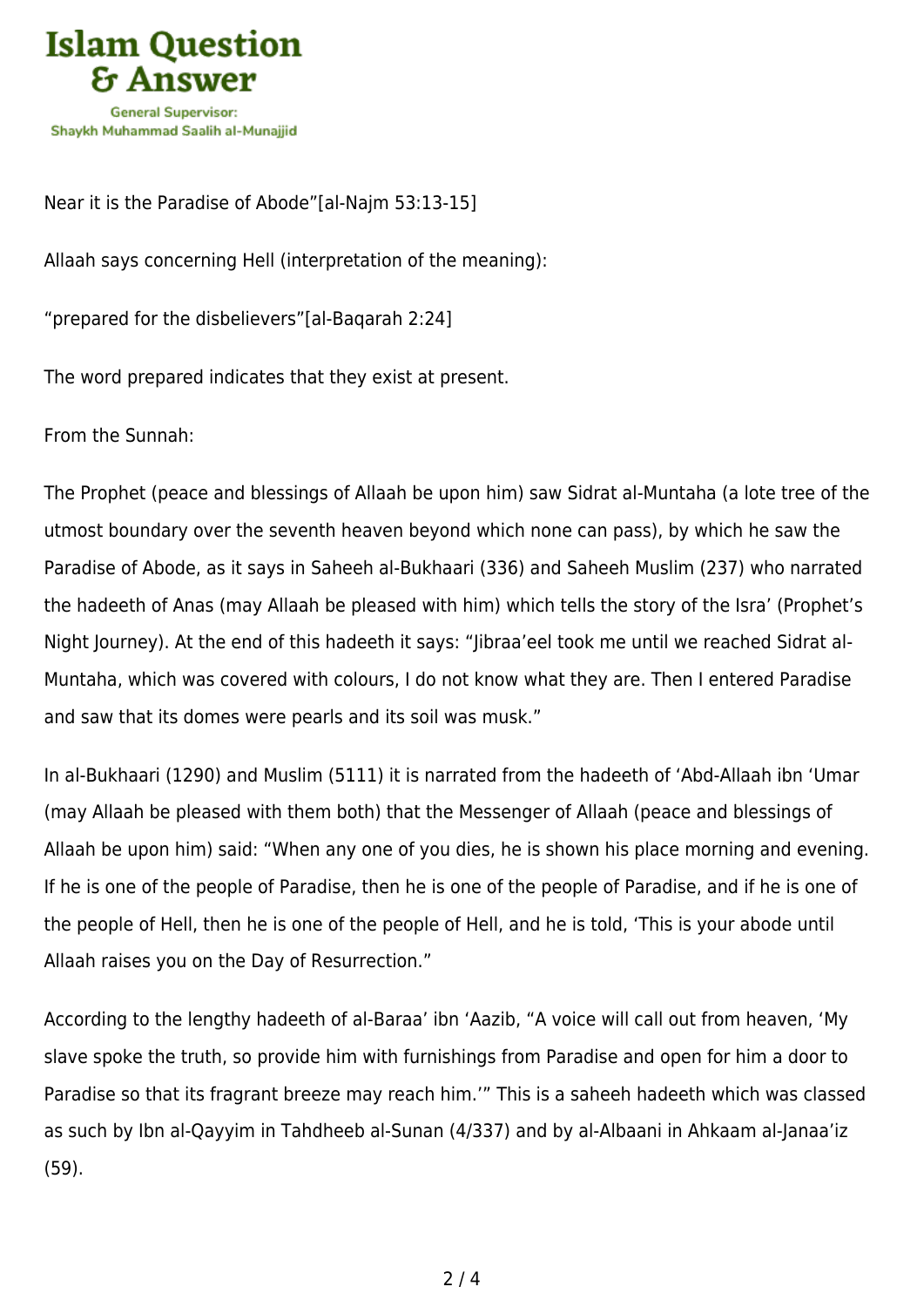Near it is the Paradise of Abode"[al-Najm 53:13-15]

Allaah says concerning Hell (interpretation of the meaning):

"prepared for the disbelievers"[al-Baqarah 2:24]

The word prepared indicates that they exist at present.

From the Sunnah:

The Prophet (peace and blessings of Allaah be upon him) saw Sidrat al-Muntaha (a lote tree of the utmost boundary over the seventh heaven beyond which none can pass), by which he saw the Paradise of Abode, as it says in Saheeh al-Bukhaari (336) and Saheeh Muslim (237) who narrated the hadeeth of Anas (may Allaah be pleased with him) which tells the story of the Isra' (Prophet's Night Journey). At the end of this hadeeth it says: "Jibraa'eel took me until we reached Sidrat al-Muntaha, which was covered with colours, I do not know what they are. Then I entered Paradise and saw that its domes were pearls and its soil was musk."

In al-Bukhaari (1290) and Muslim (5111) it is narrated from the hadeeth of 'Abd-Allaah ibn 'Umar (may Allaah be pleased with them both) that the Messenger of Allaah (peace and blessings of Allaah be upon him) said: "When any one of you dies, he is shown his place morning and evening. If he is one of the people of Paradise, then he is one of the people of Paradise, and if he is one of the people of Hell, then he is one of the people of Hell, and he is told, 'This is your abode until Allaah raises you on the Day of Resurrection."

According to the lengthy hadeeth of al-Baraa' ibn 'Aazib, "A voice will call out from heaven, 'My slave spoke the truth, so provide him with furnishings from Paradise and open for him a door to Paradise so that its fragrant breeze may reach him.'" This is a saheeh hadeeth which was classed as such by Ibn al-Qayyim in Tahdheeb al-Sunan (4/337) and by al-Albaani in Ahkaam al-Janaa'iz (59).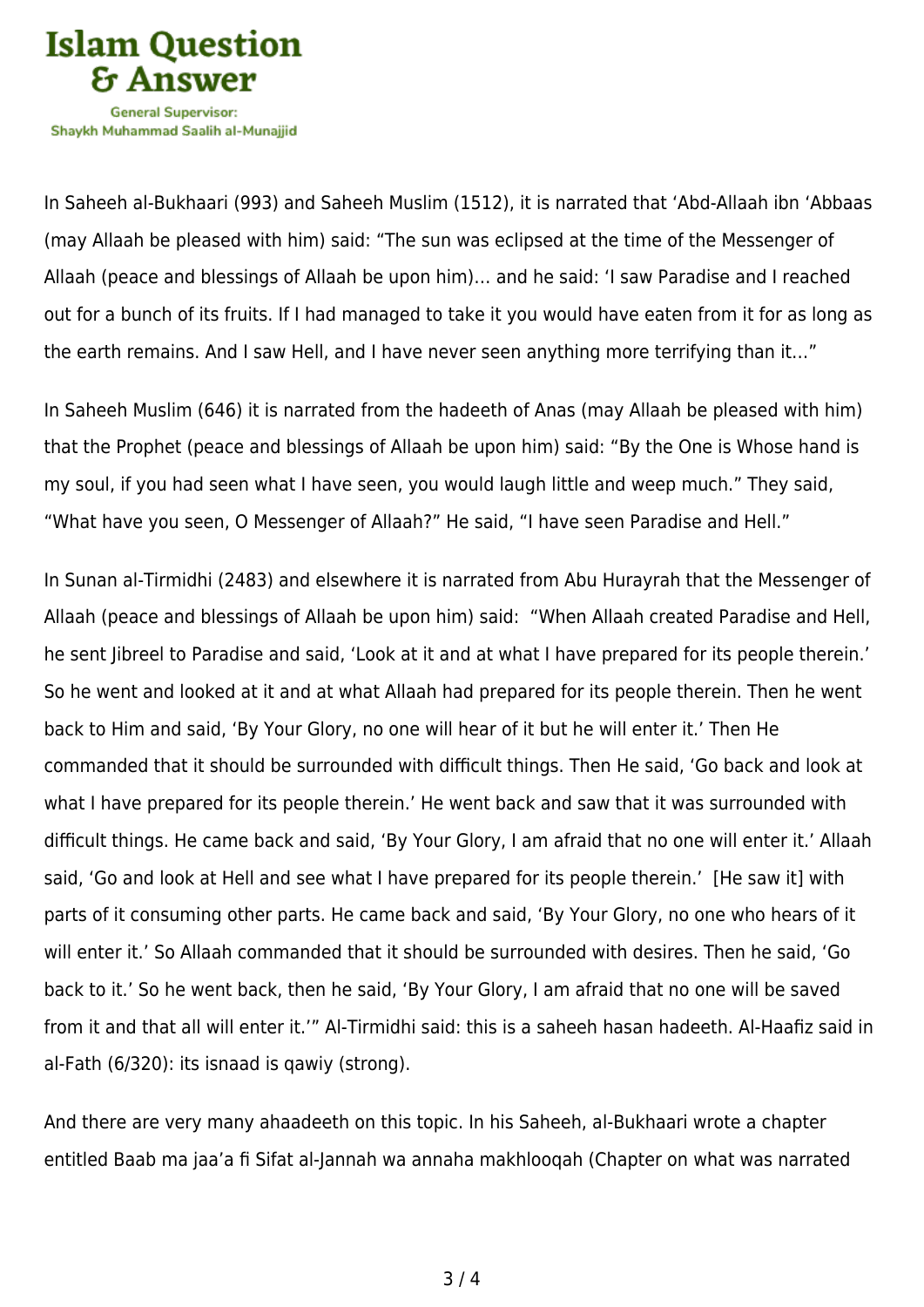In Saheeh al-Bukhaari (993) and Saheeh Muslim (1512), it is narrated that 'Abd-Allaah ibn 'Abbaas (may Allaah be pleased with him) said: "The sun was eclipsed at the time of the Messenger of Allaah (peace and blessings of Allaah be upon him)… and he said: 'I saw Paradise and I reached out for a bunch of its fruits. If I had managed to take it you would have eaten from it for as long as the earth remains. And I saw Hell, and I have never seen anything more terrifying than it…"

In Saheeh Muslim (646) it is narrated from the hadeeth of Anas (may Allaah be pleased with him) that the Prophet (peace and blessings of Allaah be upon him) said: "By the One is Whose hand is my soul, if you had seen what I have seen, you would laugh little and weep much." They said, "What have you seen, O Messenger of Allaah?" He said, "I have seen Paradise and Hell."

In Sunan al-Tirmidhi (2483) and elsewhere it is narrated from Abu Hurayrah that the Messenger of Allaah (peace and blessings of Allaah be upon him) said: "When Allaah created Paradise and Hell, he sent Jibreel to Paradise and said, 'Look at it and at what I have prepared for its people therein.' So he went and looked at it and at what Allaah had prepared for its people therein. Then he went back to Him and said, 'By Your Glory, no one will hear of it but he will enter it.' Then He commanded that it should be surrounded with difficult things. Then He said, 'Go back and look at what I have prepared for its people therein.' He went back and saw that it was surrounded with difficult things. He came back and said, 'By Your Glory, I am afraid that no one will enter it.' Allaah said, 'Go and look at Hell and see what I have prepared for its people therein.' [He saw it] with parts of it consuming other parts. He came back and said, 'By Your Glory, no one who hears of it will enter it.' So Allaah commanded that it should be surrounded with desires. Then he said, 'Go back to it.' So he went back, then he said, 'By Your Glory, I am afraid that no one will be saved from it and that all will enter it.'" Al-Tirmidhi said: this is a saheeh hasan hadeeth. Al-Haafiz said in al-Fath (6/320): its isnaad is qawiy (strong).

And there are very many ahaadeeth on this topic. In his Saheeh, al-Bukhaari wrote a chapter entitled Baab ma jaa'a fi Sifat al-Jannah wa annaha makhlooqah (Chapter on what was narrated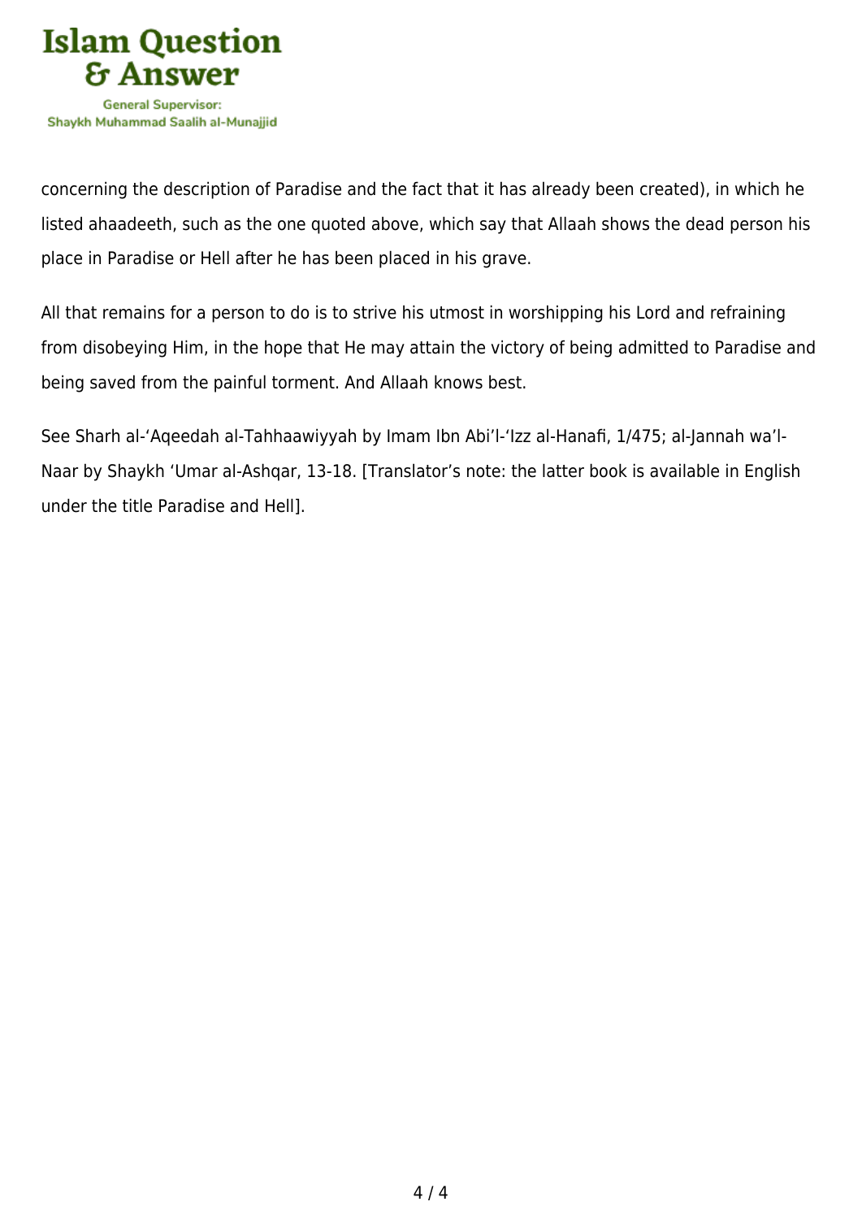concerning the description of Paradise and the fact that it has already been created), in which he listed ahaadeeth, such as the one quoted above, which say that Allaah shows the dead person his place in Paradise or Hell after he has been placed in his grave.

All that remains for a person to do is to strive his utmost in worshipping his Lord and refraining from disobeying Him, in the hope that He may attain the victory of being admitted to Paradise and being saved from the painful torment. And Allaah knows best.

See Sharh al-'Aqeedah al-Tahhaawiyyah by Imam Ibn Abi'l-'Izz al-Hanafi, 1/475; al-Jannah wa'l-Naar by Shaykh 'Umar al-Ashqar, 13-18. [Translator's note: the latter book is available in English under the title Paradise and Hell].